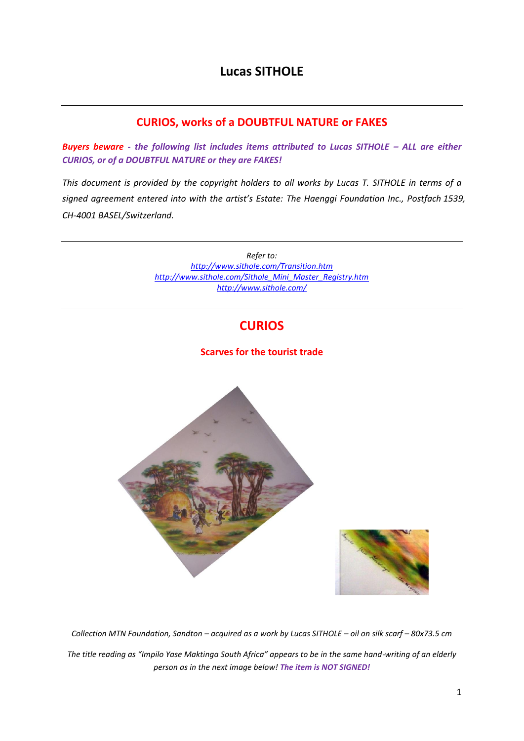# Lucas SITHOLE

## CURIOS, works of a DOUBTFUL NATURE or FAKES

***Buyers beware - the following list includes items attributed to Lucas SITHOLE – ALL are either CURIOS, or of a DOUBTFUL NATURE or they are FAKES!***

*This document is provided by the copyright holders to all works by Lucas T. SITHOLE in terms of a signed agreement entered into with the artist's Estate: The Haenggi Foundation Inc., Postfach 1539, CH-4001 BASEL/Switzerland.*

*Refer to:*
*http://www.sithole.com/Transition.htm*
*http://www.sithole.com/Sithole_Mini_Master_Registry.htm*
*http://www.sithole.com/*

## CURIOS

### Scarves for the tourist trade

*Collection MTN Foundation, Sandton – acquired as a work by Lucas SITHOLE – oil on silk scarf – 80x73.5 cm*

*The title reading as "Impilo Yase Maktinga South Africa" appears to be in the same hand-writing of an elderly person as in the next image below! **The item is NOT SIGNED!***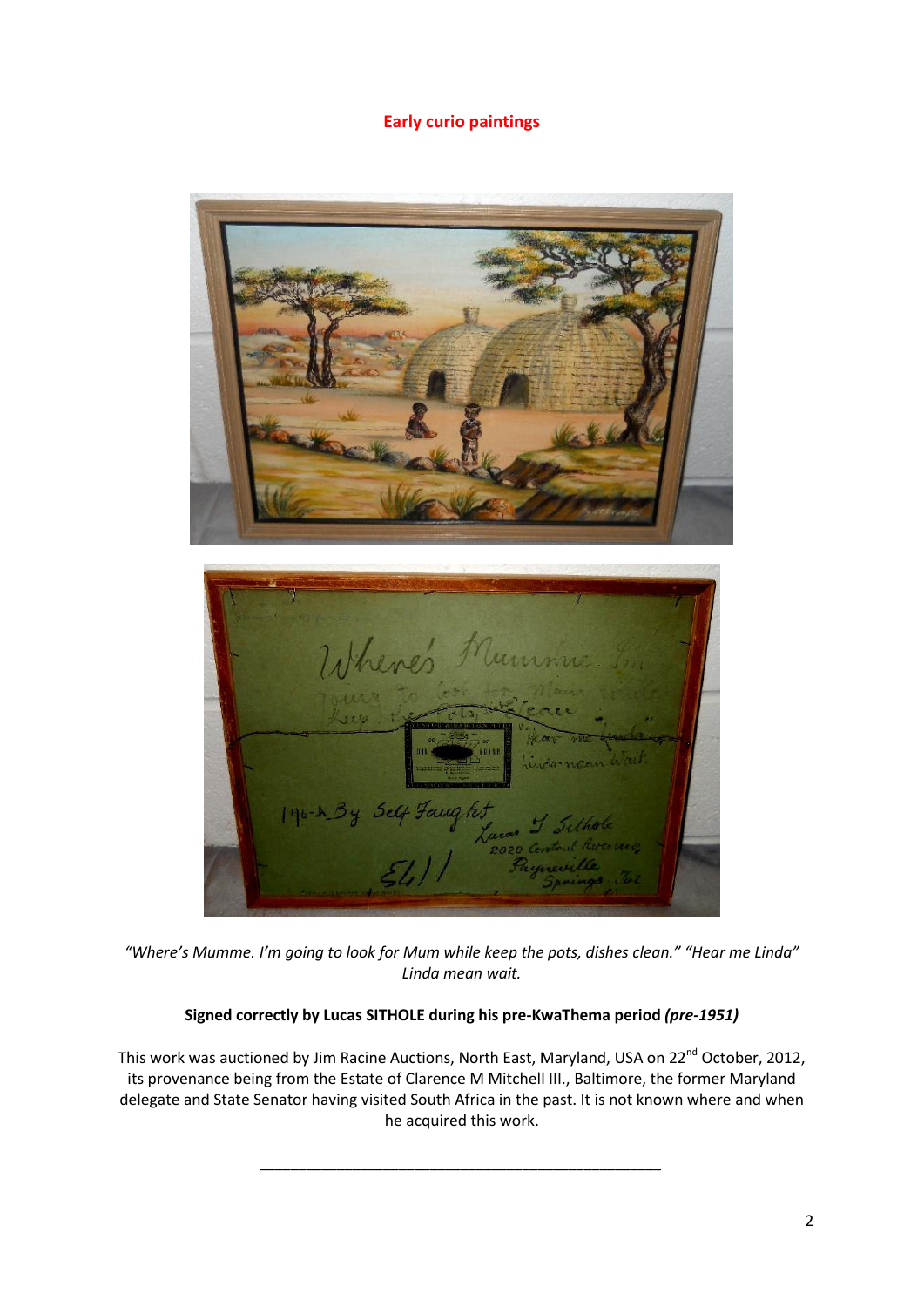## Early curio paintings

*"Where's Mumme. I'm going to look for Mum while keep the pots, dishes clean." "Hear me Linda" Linda mean wait.*

**Signed correctly by Lucas SITHOLE during his pre-KwaThema period *(pre-1951)***

This work was auctioned by Jim Racine Auctions, North East, Maryland, USA on 22nd October, 2012, its provenance being from the Estate of Clarence M Mitchell III., Baltimore, the former Maryland delegate and State Senator having visited South Africa in the past. It is not known where and when he acquired this work.

---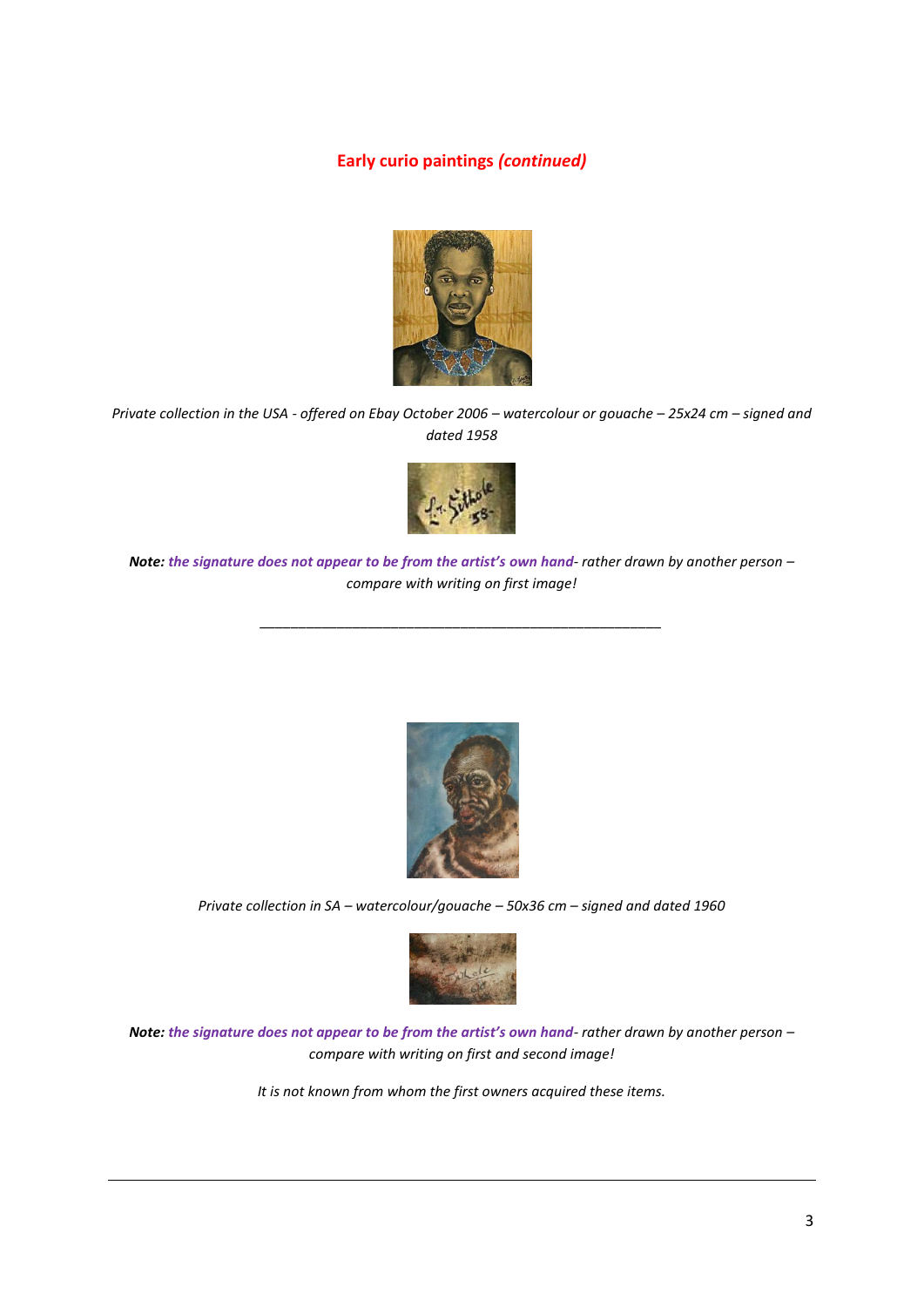## Early curio paintings *(continued)*

*Private collection in the USA - offered on Ebay October 2006 – watercolour or gouache – 25x24 cm – signed and dated 1958*

***Note:*** ***the signature does not appear to be from the artist's own hand****- rather drawn by another person – compare with writing on first image!*

---

*Private collection in SA – watercolour/gouache – 50x36 cm – signed and dated 1960*

***Note:*** ***the signature does not appear to be from the artist's own hand****- rather drawn by another person – compare with writing on first and second image!*

*It is not known from whom the first owners acquired these items.*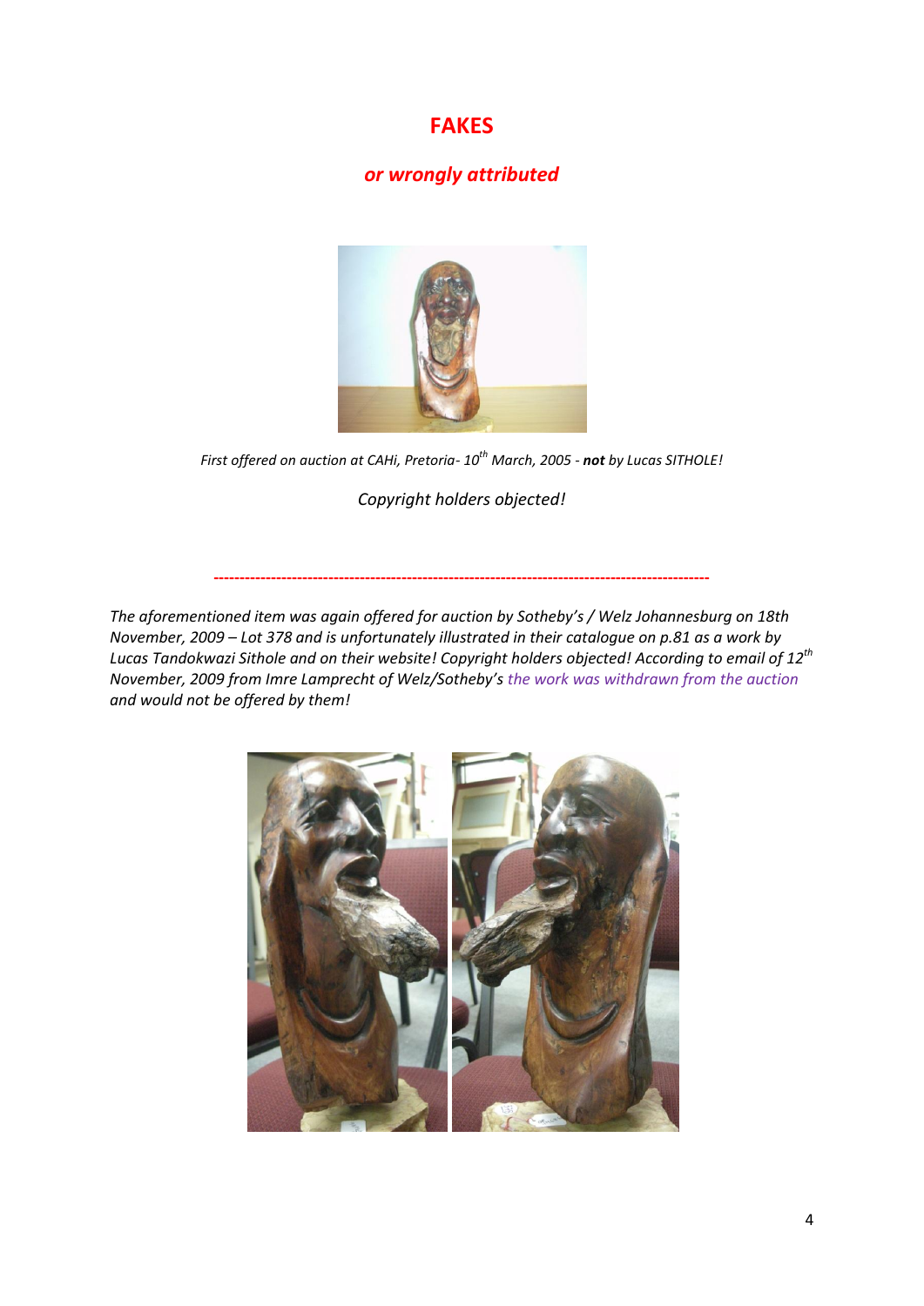# FAKES

## *or wrongly attributed*

*First offered on auction at CAHi, Pretoria- 10th March, 2005 - **not** by Lucas SITHOLE!*

*Copyright holders objected!*

---

*The aforementioned item was again offered for auction by Sotheby's / Welz Johannesburg on 18th November, 2009 – Lot 378 and is unfortunately illustrated in their catalogue on p.81 as a work by Lucas Tandokwazi Sithole and on their website! Copyright holders objected! According to email of 12th November, 2009 from Imre Lamprecht of Welz/Sotheby's the work was withdrawn from the auction and would not be offered by them!*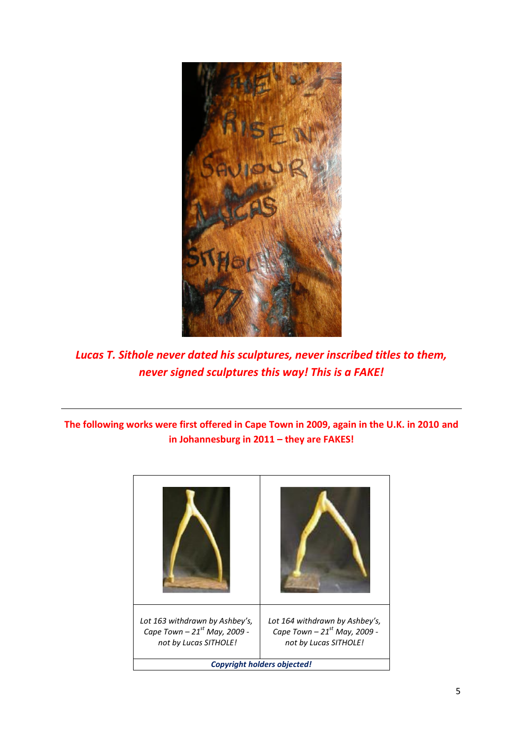***Lucas T. Sithole never dated his sculptures, never inscribed titles to them, never signed sculptures this way! This is a FAKE!***

---

**The following works were first offered in Cape Town in 2009, again in the U.K. in 2010 and in Johannesburg in 2011 – they are FAKES!**

| | |
|---|---|
| *Lot 163 withdrawn by Ashbey's, Cape Town – 21st May, 2009 - not by Lucas SITHOLE!* | *Lot 164 withdrawn by Ashbey's, Cape Town – 21st May, 2009 - not by Lucas SITHOLE!* |
| ***Copyright holders objected!*** | |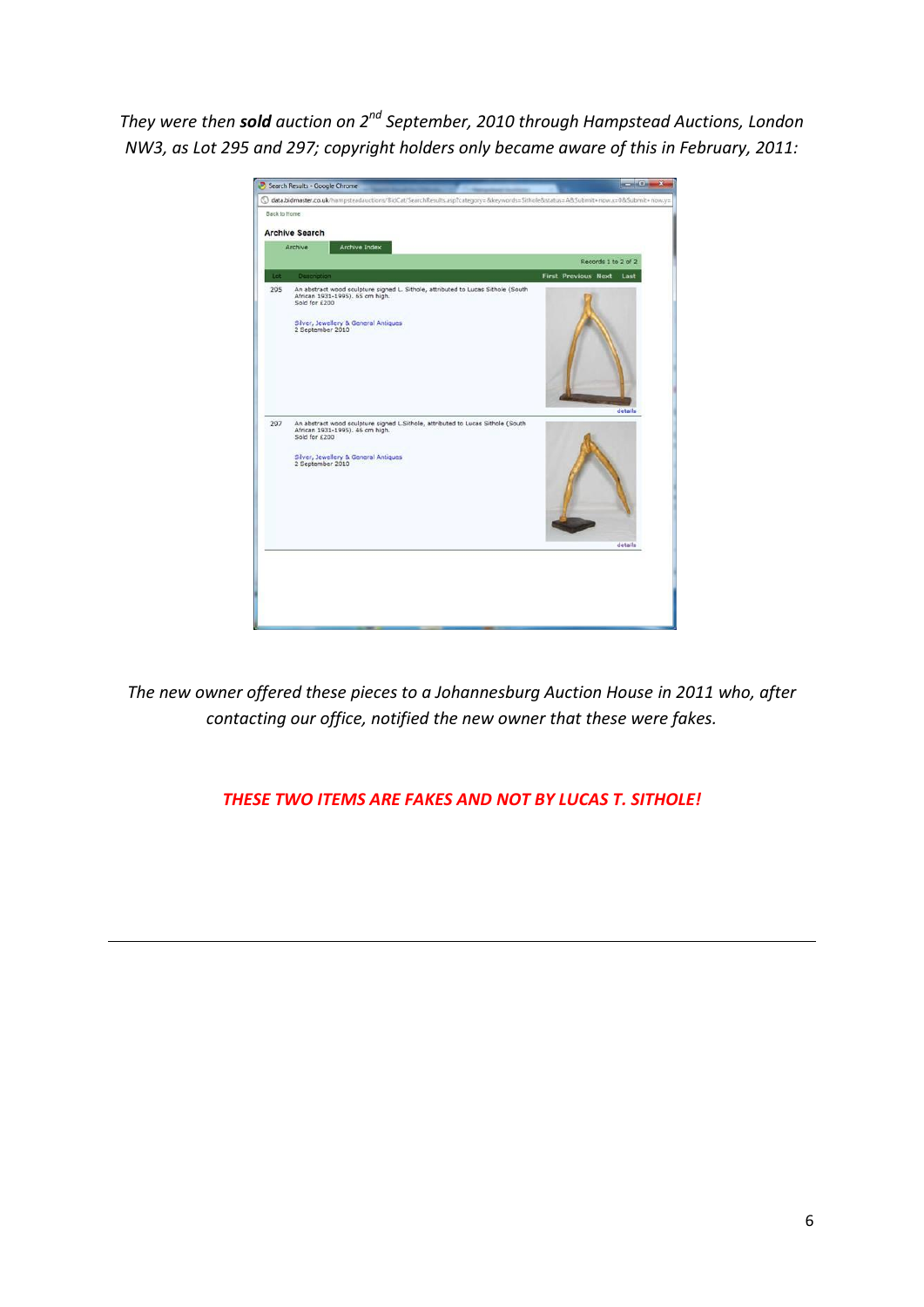*They were then **sold** auction on 2nd September, 2010 through Hampstead Auctions, London NW3, as Lot 295 and 297; copyright holders only became aware of this in February, 2011:*

*The new owner offered these pieces to a Johannesburg Auction House in 2011 who, after contacting our office, notified the new owner that these were fakes.*

***THESE TWO ITEMS ARE FAKES AND NOT BY LUCAS T. SITHOLE!***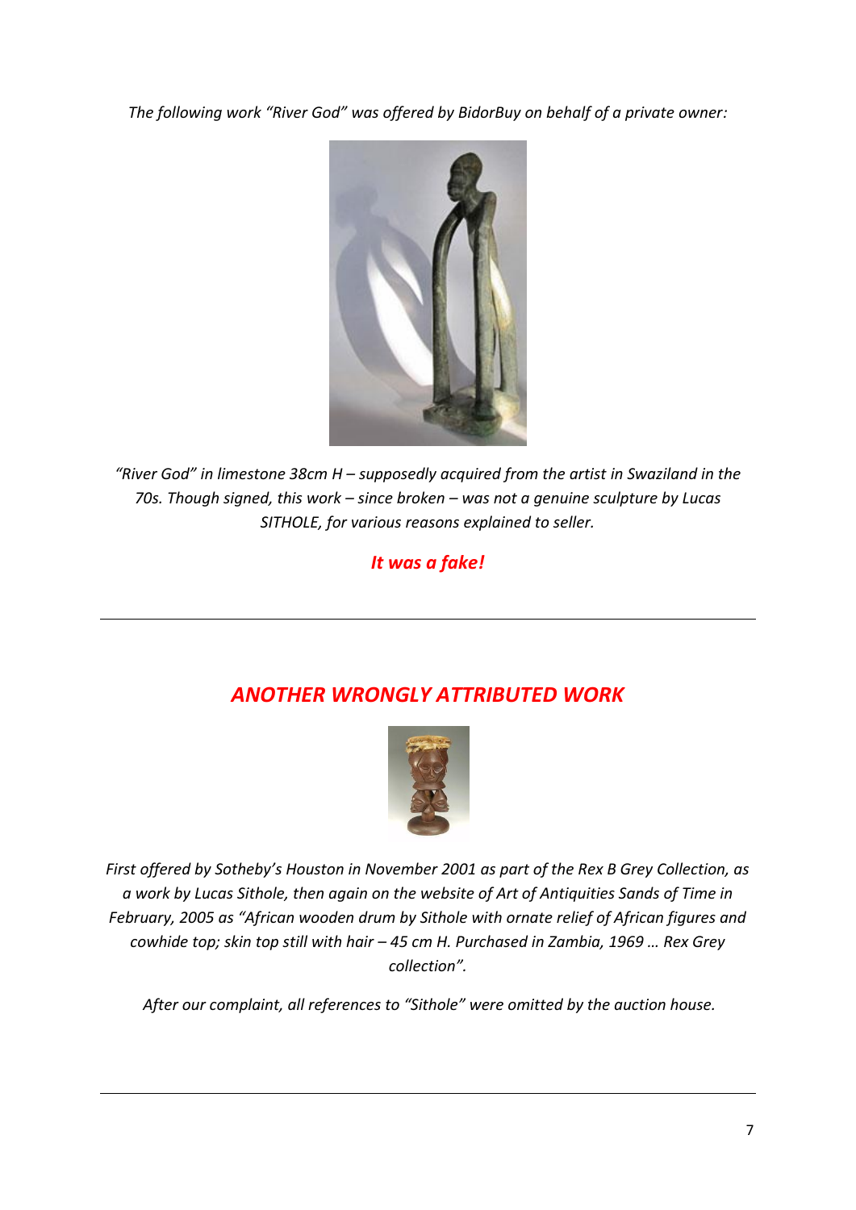*The following work "River God" was offered by BidorBuy on behalf of a private owner:*

*"River God" in limestone 38cm H – supposedly acquired from the artist in Swaziland in the 70s. Though signed, this work – since broken – was not a genuine sculpture by Lucas SITHOLE, for various reasons explained to seller.*

***It was a fake!***

---

## *ANOTHER WRONGLY ATTRIBUTED WORK*

*First offered by Sotheby's Houston in November 2001 as part of the Rex B Grey Collection, as a work by Lucas Sithole, then again on the website of Art of Antiquities Sands of Time in February, 2005 as "African wooden drum by Sithole with ornate relief of African figures and cowhide top; skin top still with hair – 45 cm H. Purchased in Zambia, 1969 … Rex Grey collection".*

*After our complaint, all references to "Sithole" were omitted by the auction house.*

---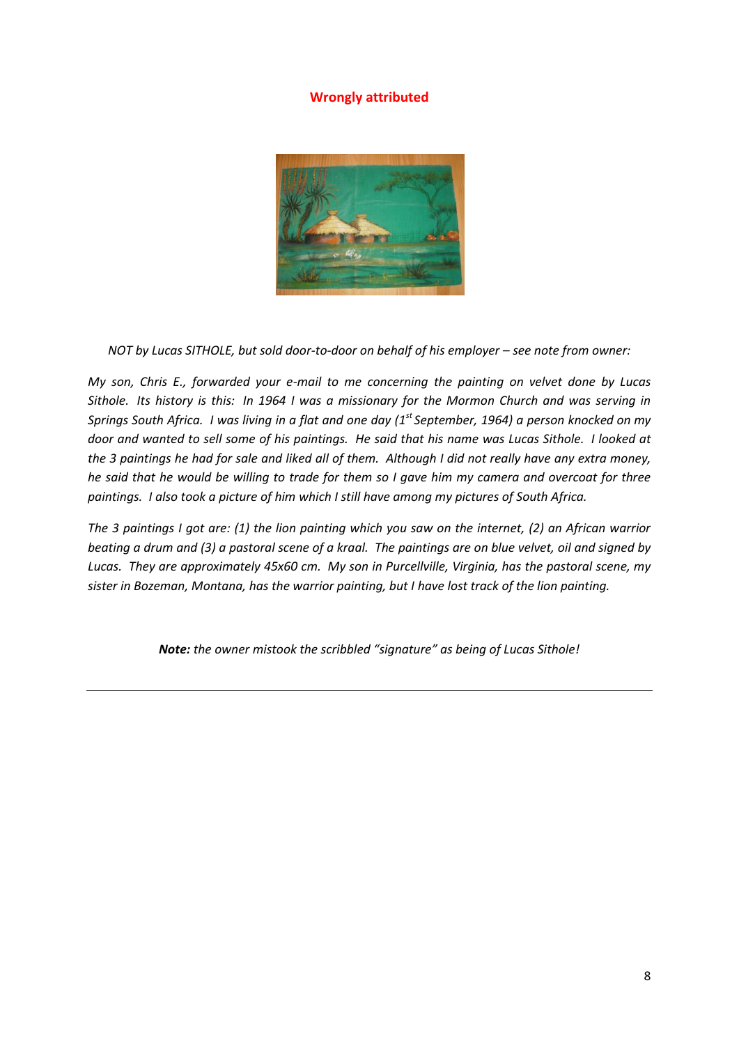## Wrongly attributed

*NOT by Lucas SITHOLE, but sold door-to-door on behalf of his employer – see note from owner:*

*My son, Chris E., forwarded your e-mail to me concerning the painting on velvet done by Lucas Sithole. Its history is this: In 1964 I was a missionary for the Mormon Church and was serving in Springs South Africa. I was living in a flat and one day (1st September, 1964) a person knocked on my door and wanted to sell some of his paintings. He said that his name was Lucas Sithole. I looked at the 3 paintings he had for sale and liked all of them. Although I did not really have any extra money, he said that he would be willing to trade for them so I gave him my camera and overcoat for three paintings. I also took a picture of him which I still have among my pictures of South Africa.*

*The 3 paintings I got are: (1) the lion painting which you saw on the internet, (2) an African warrior beating a drum and (3) a pastoral scene of a kraal. The paintings are on blue velvet, oil and signed by Lucas. They are approximately 45x60 cm. My son in Purcellville, Virginia, has the pastoral scene, my sister in Bozeman, Montana, has the warrior painting, but I have lost track of the lion painting.*

***Note:** the owner mistook the scribbled "signature" as being of Lucas Sithole!*

---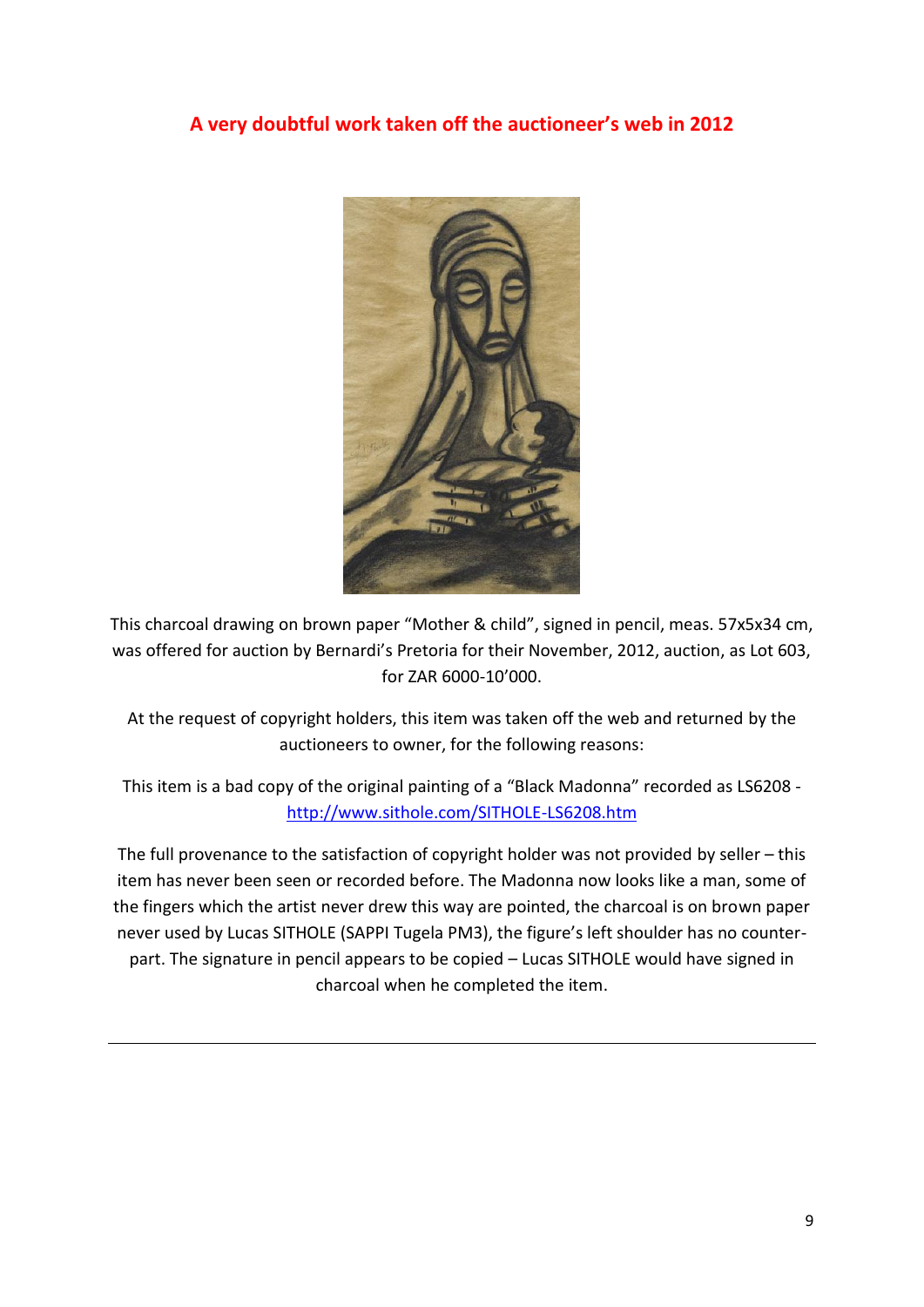## A very doubtful work taken off the auctioneer's web in 2012

This charcoal drawing on brown paper "Mother & child", signed in pencil, meas. 57x5x34 cm, was offered for auction by Bernardi's Pretoria for their November, 2012, auction, as Lot 603, for ZAR 6000-10'000.

At the request of copyright holders, this item was taken off the web and returned by the auctioneers to owner, for the following reasons:

This item is a bad copy of the original painting of a "Black Madonna" recorded as LS6208 - http://www.sithole.com/SITHOLE-LS6208.htm

The full provenance to the satisfaction of copyright holder was not provided by seller – this item has never been seen or recorded before. The Madonna now looks like a man, some of the fingers which the artist never drew this way are pointed, the charcoal is on brown paper never used by Lucas SITHOLE (SAPPI Tugela PM3), the figure's left shoulder has no counter-part. The signature in pencil appears to be copied – Lucas SITHOLE would have signed in charcoal when he completed the item.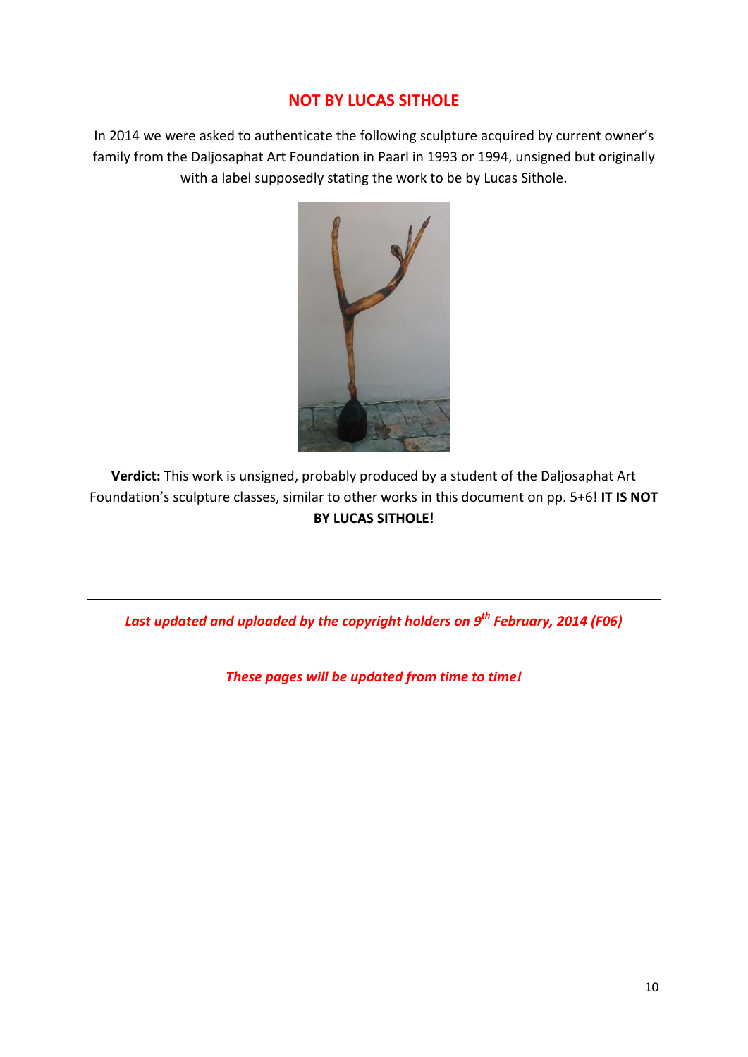## NOT BY LUCAS SITHOLE

In 2014 we were asked to authenticate the following sculpture acquired by current owner's family from the Daljosaphat Art Foundation in Paarl in 1993 or 1994, unsigned but originally with a label supposedly stating the work to be by Lucas Sithole.

**Verdict:** This work is unsigned, probably produced by a student of the Daljosaphat Art Foundation's sculpture classes, similar to other works in this document on pp. 5+6! **IT IS NOT BY LUCAS SITHOLE!**

---

***Last updated and uploaded by the copyright holders on 9th February, 2014 (F06)***

***These pages will be updated from time to time!***